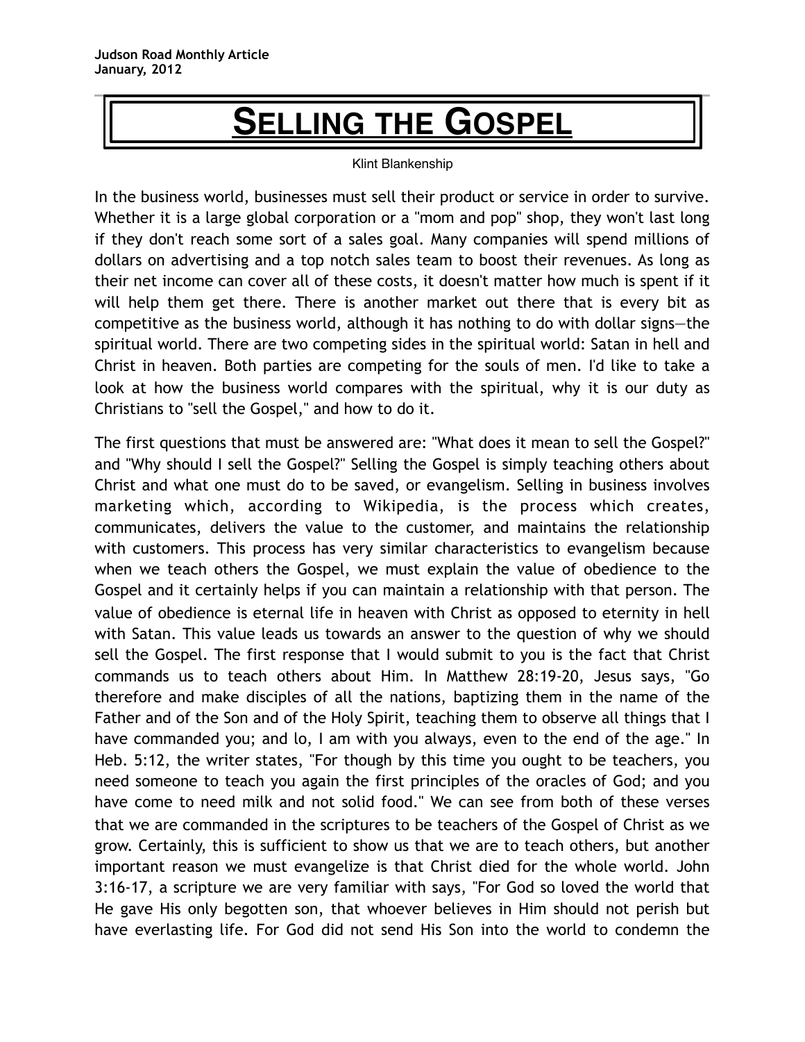**Judson Road Monthly Article**
**January, 2012**

# SELLING THE GOSPEL

Klint Blankenship

In the business world, businesses must sell their product or service in order to survive. Whether it is a large global corporation or a "mom and pop" shop, they won't last long if they don't reach some sort of a sales goal. Many companies will spend millions of dollars on advertising and a top notch sales team to boost their revenues. As long as their net income can cover all of these costs, it doesn't matter how much is spent if it will help them get there. There is another market out there that is every bit as competitive as the business world, although it has nothing to do with dollar signs—the spiritual world. There are two competing sides in the spiritual world: Satan in hell and Christ in heaven. Both parties are competing for the souls of men. I'd like to take a look at how the business world compares with the spiritual, why it is our duty as Christians to "sell the Gospel," and how to do it.

The first questions that must be answered are: "What does it mean to sell the Gospel?" and "Why should I sell the Gospel?" Selling the Gospel is simply teaching others about Christ and what one must do to be saved, or evangelism. Selling in business involves marketing which, according to Wikipedia, is the process which creates, communicates, delivers the value to the customer, and maintains the relationship with customers. This process has very similar characteristics to evangelism because when we teach others the Gospel, we must explain the value of obedience to the Gospel and it certainly helps if you can maintain a relationship with that person. The value of obedience is eternal life in heaven with Christ as opposed to eternity in hell with Satan. This value leads us towards an answer to the question of why we should sell the Gospel. The first response that I would submit to you is the fact that Christ commands us to teach others about Him. In Matthew 28:19-20, Jesus says, "Go therefore and make disciples of all the nations, baptizing them in the name of the Father and of the Son and of the Holy Spirit, teaching them to observe all things that I have commanded you; and lo, I am with you always, even to the end of the age." In Heb. 5:12, the writer states, "For though by this time you ought to be teachers, you need someone to teach you again the first principles of the oracles of God; and you have come to need milk and not solid food." We can see from both of these verses that we are commanded in the scriptures to be teachers of the Gospel of Christ as we grow. Certainly, this is sufficient to show us that we are to teach others, but another important reason we must evangelize is that Christ died for the whole world. John 3:16-17, a scripture we are very familiar with says, "For God so loved the world that He gave His only begotten son, that whoever believes in Him should not perish but have everlasting life. For God did not send His Son into the world to condemn the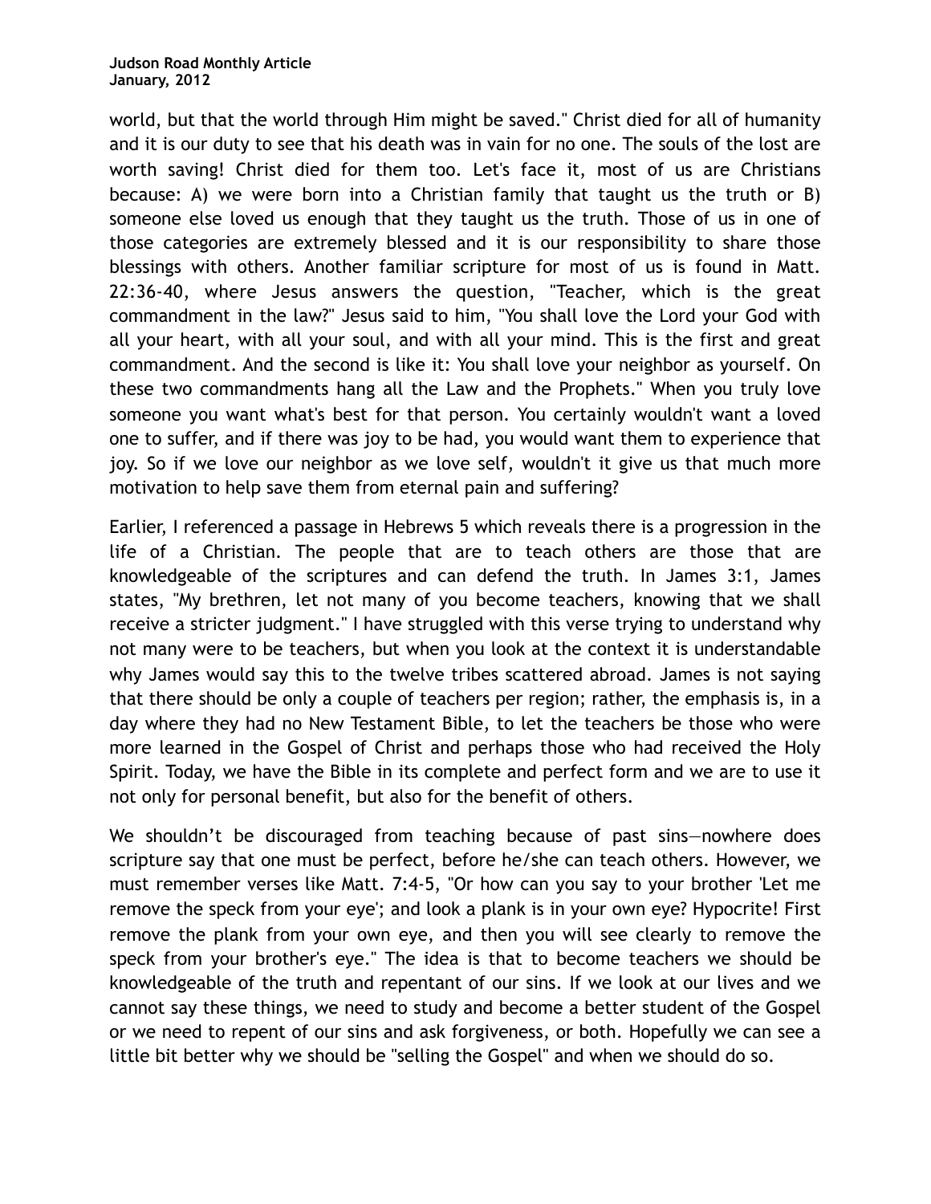world, but that the world through Him might be saved." Christ died for all of humanity and it is our duty to see that his death was in vain for no one. The souls of the lost are worth saving! Christ died for them too. Let's face it, most of us are Christians because: A) we were born into a Christian family that taught us the truth or B) someone else loved us enough that they taught us the truth. Those of us in one of those categories are extremely blessed and it is our responsibility to share those blessings with others. Another familiar scripture for most of us is found in Matt. 22:36-40, where Jesus answers the question, "Teacher, which is the great commandment in the law?" Jesus said to him, "You shall love the Lord your God with all your heart, with all your soul, and with all your mind. This is the first and great commandment. And the second is like it: You shall love your neighbor as yourself. On these two commandments hang all the Law and the Prophets." When you truly love someone you want what's best for that person. You certainly wouldn't want a loved one to suffer, and if there was joy to be had, you would want them to experience that joy. So if we love our neighbor as we love self, wouldn't it give us that much more motivation to help save them from eternal pain and suffering?

Earlier, I referenced a passage in Hebrews 5 which reveals there is a progression in the life of a Christian. The people that are to teach others are those that are knowledgeable of the scriptures and can defend the truth. In James 3:1, James states, "My brethren, let not many of you become teachers, knowing that we shall receive a stricter judgment." I have struggled with this verse trying to understand why not many were to be teachers, but when you look at the context it is understandable why James would say this to the twelve tribes scattered abroad. James is not saying that there should be only a couple of teachers per region; rather, the emphasis is, in a day where they had no New Testament Bible, to let the teachers be those who were more learned in the Gospel of Christ and perhaps those who had received the Holy Spirit. Today, we have the Bible in its complete and perfect form and we are to use it not only for personal benefit, but also for the benefit of others.

We shouldn't be discouraged from teaching because of past sins—nowhere does scripture say that one must be perfect, before he/she can teach others. However, we must remember verses like Matt. 7:4-5, "Or how can you say to your brother 'Let me remove the speck from your eye'; and look a plank is in your own eye? Hypocrite! First remove the plank from your own eye, and then you will see clearly to remove the speck from your brother's eye." The idea is that to become teachers we should be knowledgeable of the truth and repentant of our sins. If we look at our lives and we cannot say these things, we need to study and become a better student of the Gospel or we need to repent of our sins and ask forgiveness, or both. Hopefully we can see a little bit better why we should be "selling the Gospel" and when we should do so.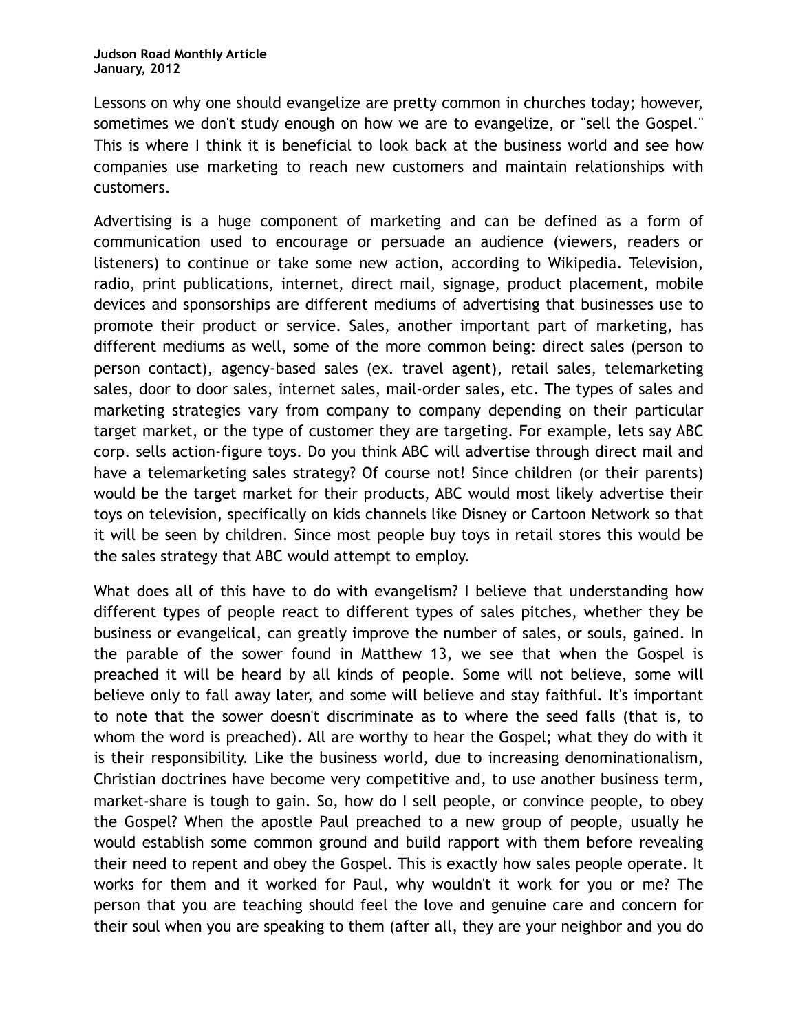**Judson Road Monthly Article**
**January, 2012**

Lessons on why one should evangelize are pretty common in churches today; however, sometimes we don't study enough on how we are to evangelize, or "sell the Gospel." This is where I think it is beneficial to look back at the business world and see how companies use marketing to reach new customers and maintain relationships with customers.

Advertising is a huge component of marketing and can be defined as a form of communication used to encourage or persuade an audience (viewers, readers or listeners) to continue or take some new action, according to Wikipedia. Television, radio, print publications, internet, direct mail, signage, product placement, mobile devices and sponsorships are different mediums of advertising that businesses use to promote their product or service. Sales, another important part of marketing, has different mediums as well, some of the more common being: direct sales (person to person contact), agency-based sales (ex. travel agent), retail sales, telemarketing sales, door to door sales, internet sales, mail-order sales, etc. The types of sales and marketing strategies vary from company to company depending on their particular target market, or the type of customer they are targeting. For example, lets say ABC corp. sells action-figure toys. Do you think ABC will advertise through direct mail and have a telemarketing sales strategy? Of course not! Since children (or their parents) would be the target market for their products, ABC would most likely advertise their toys on television, specifically on kids channels like Disney or Cartoon Network so that it will be seen by children. Since most people buy toys in retail stores this would be the sales strategy that ABC would attempt to employ.

What does all of this have to do with evangelism? I believe that understanding how different types of people react to different types of sales pitches, whether they be business or evangelical, can greatly improve the number of sales, or souls, gained. In the parable of the sower found in Matthew 13, we see that when the Gospel is preached it will be heard by all kinds of people. Some will not believe, some will believe only to fall away later, and some will believe and stay faithful. It's important to note that the sower doesn't discriminate as to where the seed falls (that is, to whom the word is preached). All are worthy to hear the Gospel; what they do with it is their responsibility. Like the business world, due to increasing denominationalism, Christian doctrines have become very competitive and, to use another business term, market-share is tough to gain. So, how do I sell people, or convince people, to obey the Gospel? When the apostle Paul preached to a new group of people, usually he would establish some common ground and build rapport with them before revealing their need to repent and obey the Gospel. This is exactly how sales people operate. It works for them and it worked for Paul, why wouldn't it work for you or me? The person that you are teaching should feel the love and genuine care and concern for their soul when you are speaking to them (after all, they are your neighbor and you do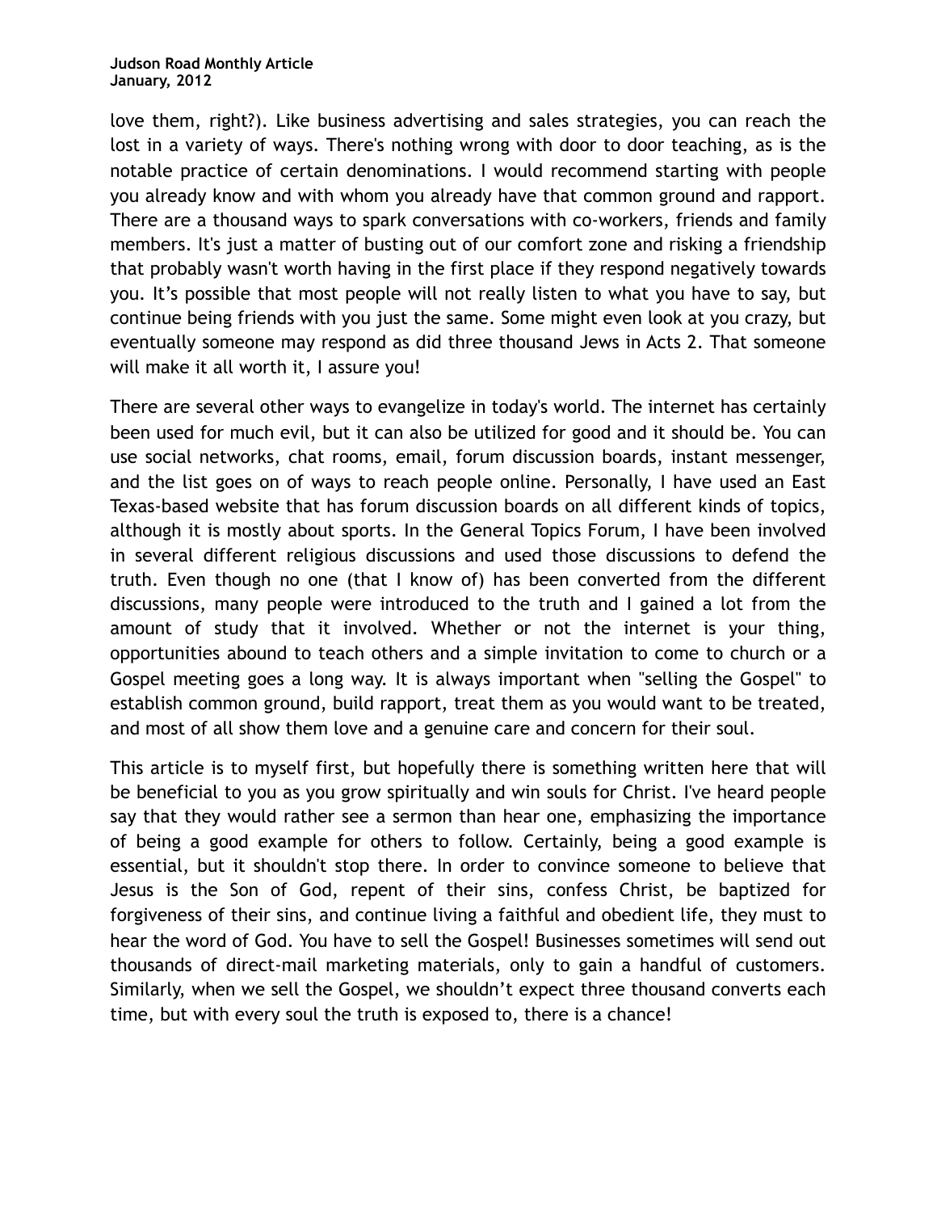love them, right?). Like business advertising and sales strategies, you can reach the lost in a variety of ways. There's nothing wrong with door to door teaching, as is the notable practice of certain denominations. I would recommend starting with people you already know and with whom you already have that common ground and rapport. There are a thousand ways to spark conversations with co-workers, friends and family members. It's just a matter of busting out of our comfort zone and risking a friendship that probably wasn't worth having in the first place if they respond negatively towards you. It's possible that most people will not really listen to what you have to say, but continue being friends with you just the same. Some might even look at you crazy, but eventually someone may respond as did three thousand Jews in Acts 2. That someone will make it all worth it, I assure you!

There are several other ways to evangelize in today's world. The internet has certainly been used for much evil, but it can also be utilized for good and it should be. You can use social networks, chat rooms, email, forum discussion boards, instant messenger, and the list goes on of ways to reach people online. Personally, I have used an East Texas-based website that has forum discussion boards on all different kinds of topics, although it is mostly about sports. In the General Topics Forum, I have been involved in several different religious discussions and used those discussions to defend the truth. Even though no one (that I know of) has been converted from the different discussions, many people were introduced to the truth and I gained a lot from the amount of study that it involved. Whether or not the internet is your thing, opportunities abound to teach others and a simple invitation to come to church or a Gospel meeting goes a long way. It is always important when "selling the Gospel" to establish common ground, build rapport, treat them as you would want to be treated, and most of all show them love and a genuine care and concern for their soul.

This article is to myself first, but hopefully there is something written here that will be beneficial to you as you grow spiritually and win souls for Christ. I've heard people say that they would rather see a sermon than hear one, emphasizing the importance of being a good example for others to follow. Certainly, being a good example is essential, but it shouldn't stop there. In order to convince someone to believe that Jesus is the Son of God, repent of their sins, confess Christ, be baptized for forgiveness of their sins, and continue living a faithful and obedient life, they must to hear the word of God. You have to sell the Gospel! Businesses sometimes will send out thousands of direct-mail marketing materials, only to gain a handful of customers. Similarly, when we sell the Gospel, we shouldn't expect three thousand converts each time, but with every soul the truth is exposed to, there is a chance!